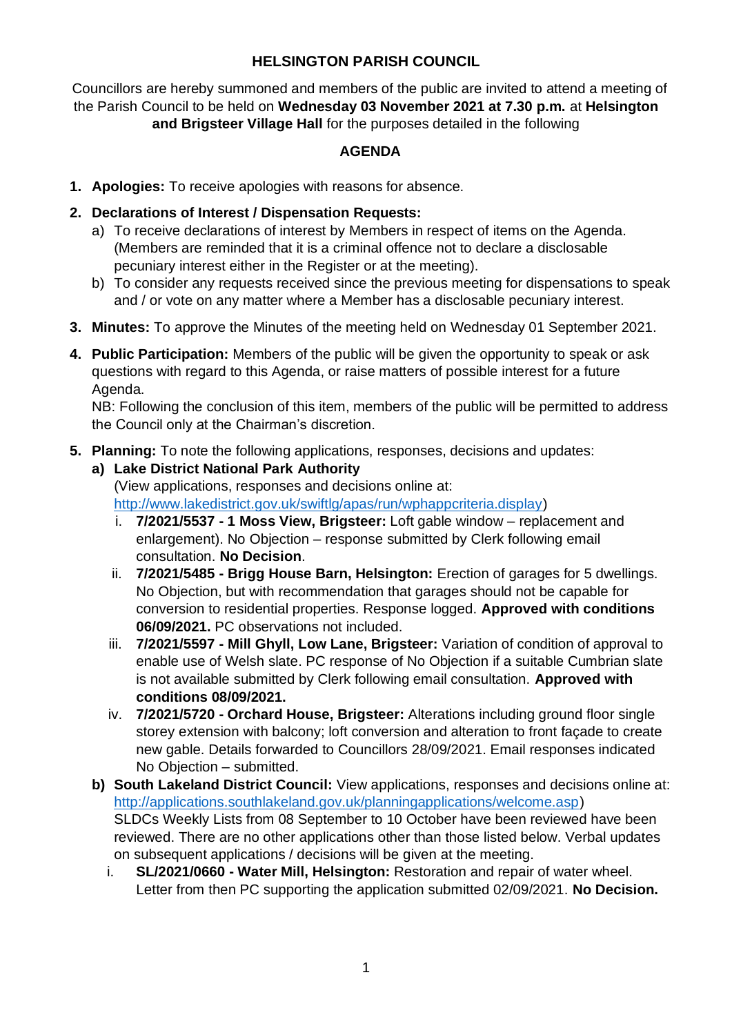# HELSINGTON PARISH COUNCIL

Councillors are hereby summoned and members of the public are invited to attend a meeting of the Parish Council to be held on **Wednesday 03 November 2021 at 7.30 p.m.** at **Helsington and Brigsteer Village Hall** for the purposes detailed in the following

## AGENDA

1. **Apologies:** To receive apologies with reasons for absence.

2. **Declarations of Interest / Dispensation Requests:**
   a) To receive declarations of interest by Members in respect of items on the Agenda. (Members are reminded that it is a criminal offence not to declare a disclosable pecuniary interest either in the Register or at the meeting).
   b) To consider any requests received since the previous meeting for dispensations to speak and / or vote on any matter where a Member has a disclosable pecuniary interest.

3. **Minutes:** To approve the Minutes of the meeting held on Wednesday 01 September 2021.

4. **Public Participation:** Members of the public will be given the opportunity to speak or ask questions with regard to this Agenda, or raise matters of possible interest for a future Agenda.
   NB: Following the conclusion of this item, members of the public will be permitted to address the Council only at the Chairman's discretion.

5. **Planning:** To note the following applications, responses, decisions and updates:
   **a) Lake District National Park Authority**
   (View applications, responses and decisions online at: http://www.lakedistrict.gov.uk/swiftlg/apas/run/wphappcriteria.display)
      i. **7/2021/5537 - 1 Moss View, Brigsteer:** Loft gable window – replacement and enlargement). No Objection – response submitted by Clerk following email consultation. **No Decision**.
      ii. **7/2021/5485 - Brigg House Barn, Helsington:** Erection of garages for 5 dwellings. No Objection, but with recommendation that garages should not be capable for conversion to residential properties. Response logged. **Approved with conditions 06/09/2021.** PC observations not included.
      iii. **7/2021/5597 - Mill Ghyll, Low Lane, Brigsteer:** Variation of condition of approval to enable use of Welsh slate. PC response of No Objection if a suitable Cumbrian slate is not available submitted by Clerk following email consultation. **Approved with conditions 08/09/2021.**
      iv. **7/2021/5720 - Orchard House, Brigsteer:** Alterations including ground floor single storey extension with balcony; loft conversion and alteration to front façade to create new gable. Details forwarded to Councillors 28/09/2021. Email responses indicated No Objection – submitted.

   **b) South Lakeland District Council:** View applications, responses and decisions online at: http://applications.southlakeland.gov.uk/planningapplications/welcome.asp)
   SLDCs Weekly Lists from 08 September to 10 October have been reviewed have been reviewed. There are no other applications other than those listed below. Verbal updates on subsequent applications / decisions will be given at the meeting.
      i. **SL/2021/0660 - Water Mill, Helsington:** Restoration and repair of water wheel. Letter from then PC supporting the application submitted 02/09/2021. **No Decision.**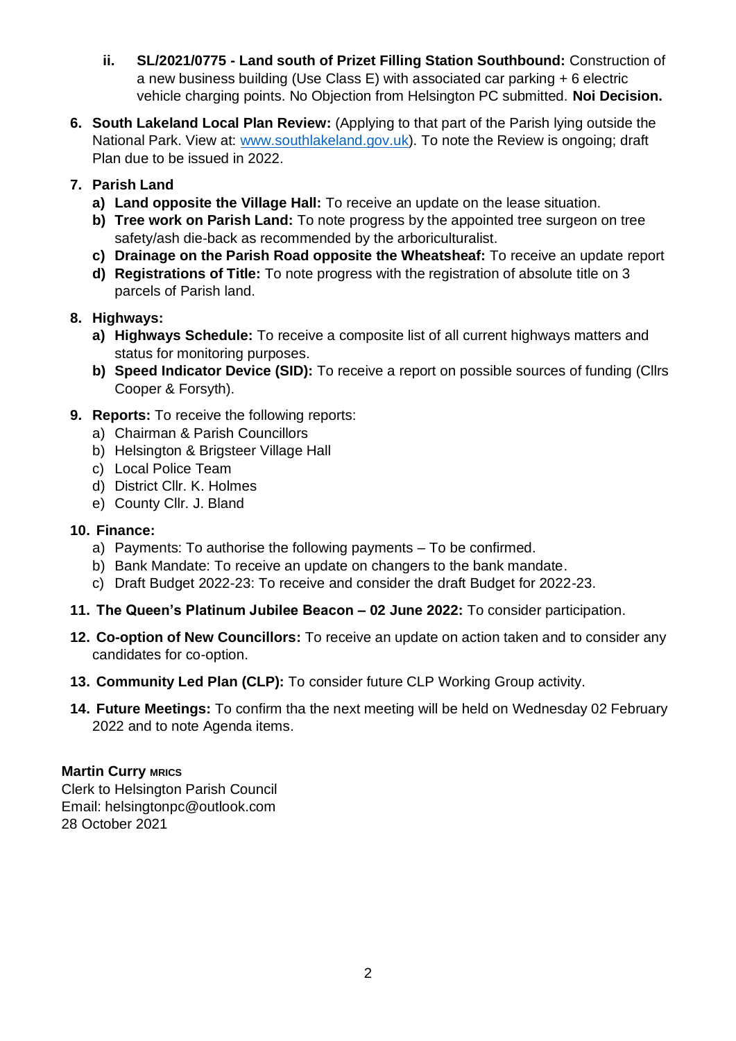ii. **SL/2021/0775 - Land south of Prizet Filling Station Southbound:** Construction of a new business building (Use Class E) with associated car parking + 6 electric vehicle charging points. No Objection from Helsington PC submitted. **Noi Decision.**

6. **South Lakeland Local Plan Review:** (Applying to that part of the Parish lying outside the National Park. View at: [www.southlakeland.gov.uk](www.southlakeland.gov.uk)). To note the Review is ongoing; draft Plan due to be issued in 2022.

7. **Parish Land**
   a) **Land opposite the Village Hall:** To receive an update on the lease situation.
   b) **Tree work on Parish Land:** To note progress by the appointed tree surgeon on tree safety/ash die-back as recommended by the arboriculturalist.
   c) **Drainage on the Parish Road opposite the Wheatsheaf:** To receive an update report
   d) **Registrations of Title:** To note progress with the registration of absolute title on 3 parcels of Parish land.

8. **Highways:**
   a) **Highways Schedule:** To receive a composite list of all current highways matters and status for monitoring purposes.
   b) **Speed Indicator Device (SID):** To receive a report on possible sources of funding (Cllrs Cooper & Forsyth).

9. **Reports:** To receive the following reports:
   a) Chairman & Parish Councillors
   b) Helsington & Brigsteer Village Hall
   c) Local Police Team
   d) District Cllr. K. Holmes
   e) County Cllr. J. Bland

10. **Finance:**
    a) Payments: To authorise the following payments – To be confirmed.
    b) Bank Mandate: To receive an update on changers to the bank mandate.
    c) Draft Budget 2022-23: To receive and consider the draft Budget for 2022-23.

11. **The Queen's Platinum Jubilee Beacon – 02 June 2022:** To consider participation.

12. **Co-option of New Councillors:** To receive an update on action taken and to consider any candidates for co-option.

13. **Community Led Plan (CLP):** To consider future CLP Working Group activity.

14. **Future Meetings:** To confirm tha the next meeting will be held on Wednesday 02 February 2022 and to note Agenda items.

**Martin Curry MRICS**
Clerk to Helsington Parish Council
Email: helsingtonpc@outlook.com
28 October 2021